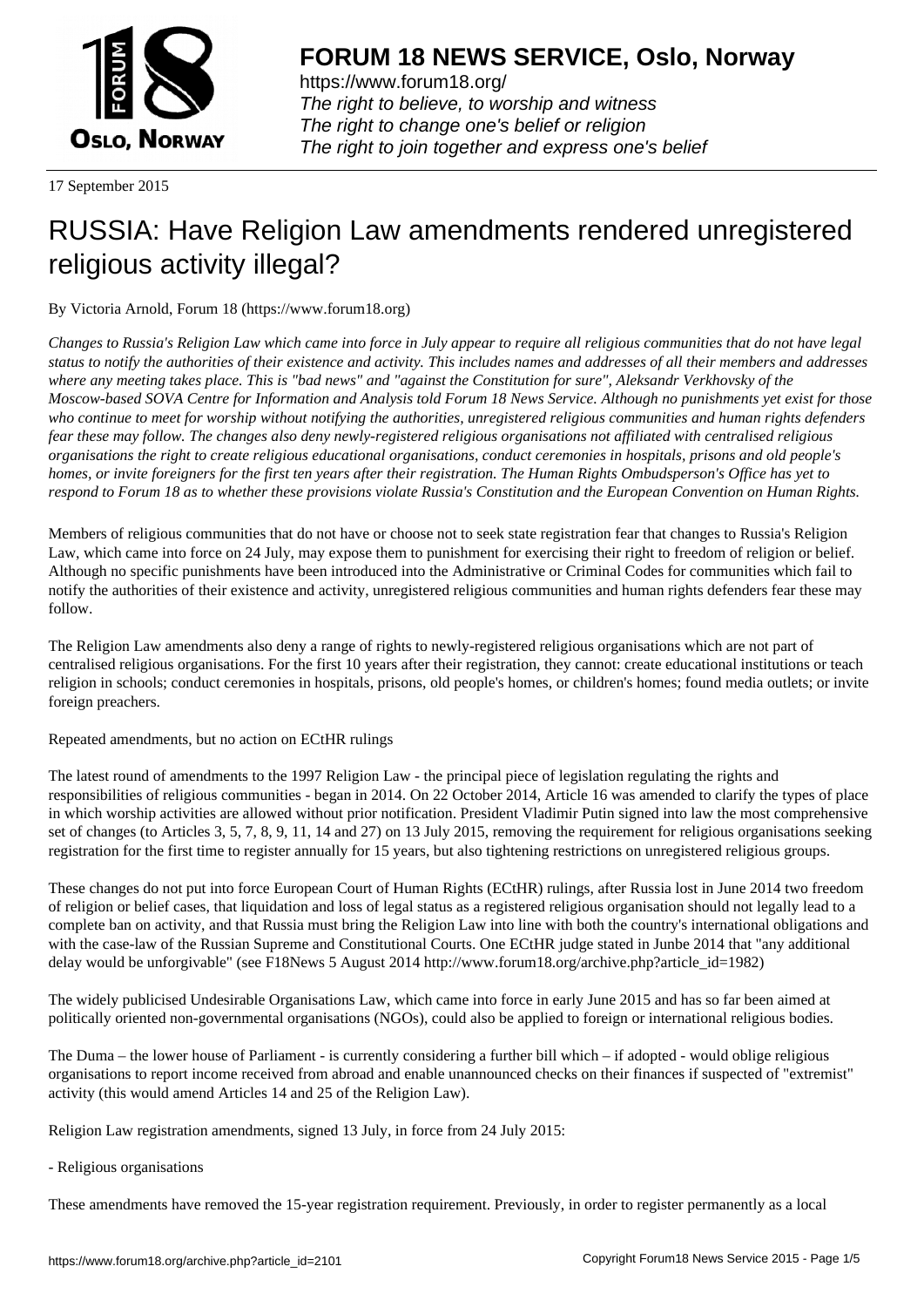# FORUM 18 NEWS SERVICE, Oslo, Norway

https://www.forum18.org/
*The right to believe, to worship and witness*
*The right to change one's belief or religion*
*The right to join together and express one's belief*

17 September 2015

# RUSSIA: Have Religion Law amendments rendered unregistered religious activity illegal?

By Victoria Arnold, Forum 18 (https://www.forum18.org)

*Changes to Russia's Religion Law which came into force in July appear to require all religious communities that do not have legal status to notify the authorities of their existence and activity. This includes names and addresses of all their members and addresses where any meeting takes place. This is "bad news" and "against the Constitution for sure", Aleksandr Verkhovsky of the Moscow-based SOVA Centre for Information and Analysis told Forum 18 News Service. Although no punishments yet exist for those who continue to meet for worship without notifying the authorities, unregistered religious communities and human rights defenders fear these may follow. The changes also deny newly-registered religious organisations not affiliated with centralised religious organisations the right to create religious educational organisations, conduct ceremonies in hospitals, prisons and old people's homes, or invite foreigners for the first ten years after their registration. The Human Rights Ombudsperson's Office has yet to respond to Forum 18 as to whether these provisions violate Russia's Constitution and the European Convention on Human Rights.*

Members of religious communities that do not have or choose not to seek state registration fear that changes to Russia's Religion Law, which came into force on 24 July, may expose them to punishment for exercising their right to freedom of religion or belief. Although no specific punishments have been introduced into the Administrative or Criminal Codes for communities which fail to notify the authorities of their existence and activity, unregistered religious communities and human rights defenders fear these may follow.

The Religion Law amendments also deny a range of rights to newly-registered religious organisations which are not part of centralised religious organisations. For the first 10 years after their registration, they cannot: create educational institutions or teach religion in schools; conduct ceremonies in hospitals, prisons, old people's homes, or children's homes; found media outlets; or invite foreign preachers.

Repeated amendments, but no action on ECtHR rulings

The latest round of amendments to the 1997 Religion Law - the principal piece of legislation regulating the rights and responsibilities of religious communities - began in 2014. On 22 October 2014, Article 16 was amended to clarify the types of place in which worship activities are allowed without prior notification. President Vladimir Putin signed into law the most comprehensive set of changes (to Articles 3, 5, 7, 8, 9, 11, 14 and 27) on 13 July 2015, removing the requirement for religious organisations seeking registration for the first time to register annually for 15 years, but also tightening restrictions on unregistered religious groups.

These changes do not put into force European Court of Human Rights (ECtHR) rulings, after Russia lost in June 2014 two freedom of religion or belief cases, that liquidation and loss of legal status as a registered religious organisation should not legally lead to a complete ban on activity, and that Russia must bring the Religion Law into line with both the country's international obligations and with the case-law of the Russian Supreme and Constitutional Courts. One ECtHR judge stated in Junbe 2014 that "any additional delay would be unforgivable" (see F18News 5 August 2014 http://www.forum18.org/archive.php?article_id=1982)

The widely publicised Undesirable Organisations Law, which came into force in early June 2015 and has so far been aimed at politically oriented non-governmental organisations (NGOs), could also be applied to foreign or international religious bodies.

The Duma – the lower house of Parliament - is currently considering a further bill which – if adopted - would oblige religious organisations to report income received from abroad and enable unannounced checks on their finances if suspected of "extremist" activity (this would amend Articles 14 and 25 of the Religion Law).

Religion Law registration amendments, signed 13 July, in force from 24 July 2015:

- Religious organisations

These amendments have removed the 15-year registration requirement. Previously, in order to register permanently as a local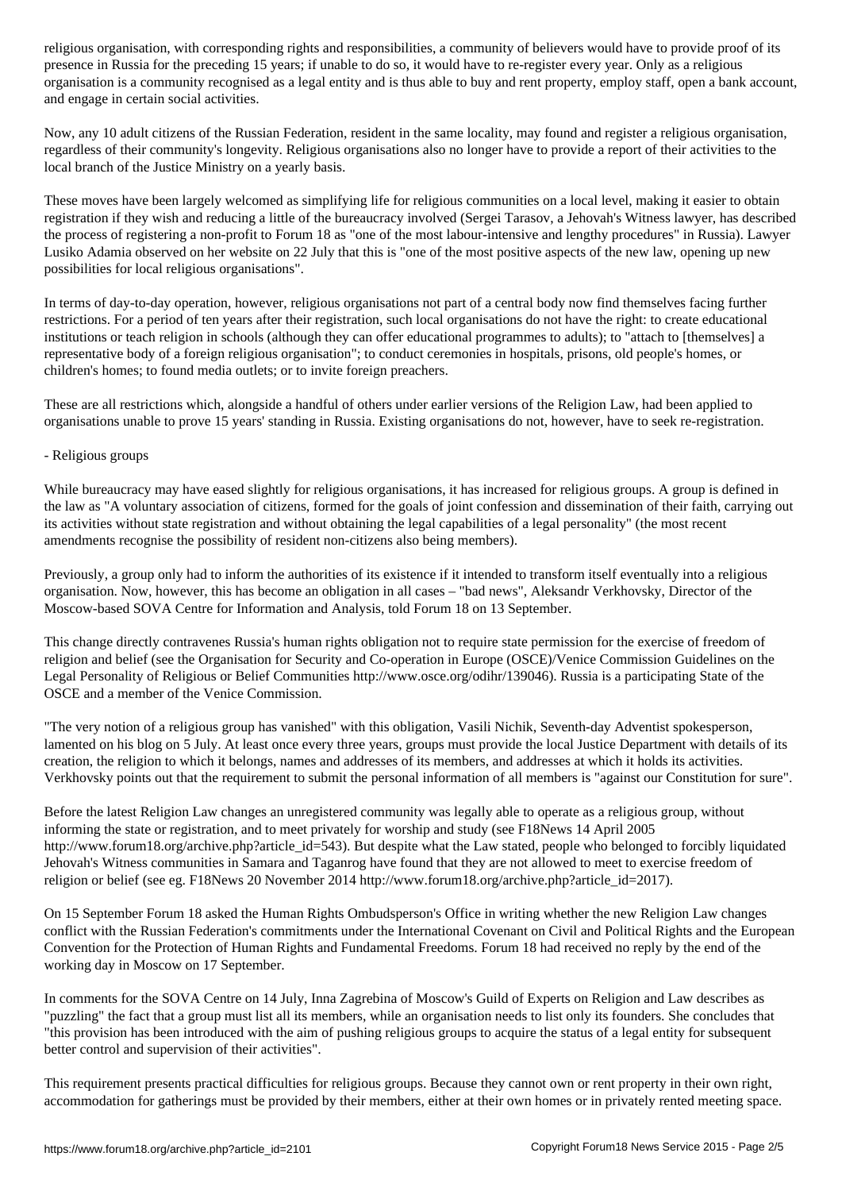religious organisation, with corresponding rights and responsibilities, a community of believers would have to provide proof of its presence in Russia for the preceding 15 years; if unable to do so, it would have to re-register every year. Only as a religious organisation is a community recognised as a legal entity and is thus able to buy and rent property, employ staff, open a bank account, and engage in certain social activities.

Now, any 10 adult citizens of the Russian Federation, resident in the same locality, may found and register a religious organisation, regardless of their community's longevity. Religious organisations also no longer have to provide a report of their activities to the local branch of the Justice Ministry on a yearly basis.

These moves have been largely welcomed as simplifying life for religious communities on a local level, making it easier to obtain registration if they wish and reducing a little of the bureaucracy involved (Sergei Tarasov, a Jehovah's Witness lawyer, has described the process of registering a non-profit to Forum 18 as "one of the most labour-intensive and lengthy procedures" in Russia). Lawyer Lusiko Adamia observed on her website on 22 July that this is "one of the most positive aspects of the new law, opening up new possibilities for local religious organisations".

In terms of day-to-day operation, however, religious organisations not part of a central body now find themselves facing further restrictions. For a period of ten years after their registration, such local organisations do not have the right: to create educational institutions or teach religion in schools (although they can offer educational programmes to adults); to "attach to [themselves] a representative body of a foreign religious organisation"; to conduct ceremonies in hospitals, prisons, old people's homes, or children's homes; to found media outlets; or to invite foreign preachers.

These are all restrictions which, alongside a handful of others under earlier versions of the Religion Law, had been applied to organisations unable to prove 15 years' standing in Russia. Existing organisations do not, however, have to seek re-registration.

- Religious groups

While bureaucracy may have eased slightly for religious organisations, it has increased for religious groups. A group is defined in the law as "A voluntary association of citizens, formed for the goals of joint confession and dissemination of their faith, carrying out its activities without state registration and without obtaining the legal capabilities of a legal personality" (the most recent amendments recognise the possibility of resident non-citizens also being members).

Previously, a group only had to inform the authorities of its existence if it intended to transform itself eventually into a religious organisation. Now, however, this has become an obligation in all cases – "bad news", Aleksandr Verkhovsky, Director of the Moscow-based SOVA Centre for Information and Analysis, told Forum 18 on 13 September.

This change directly contravenes Russia's human rights obligation not to require state permission for the exercise of freedom of religion and belief (see the Organisation for Security and Co-operation in Europe (OSCE)/Venice Commission Guidelines on the Legal Personality of Religious or Belief Communities http://www.osce.org/odihr/139046). Russia is a participating State of the OSCE and a member of the Venice Commission.

"The very notion of a religious group has vanished" with this obligation, Vasili Nichik, Seventh-day Adventist spokesperson, lamented on his blog on 5 July. At least once every three years, groups must provide the local Justice Department with details of its creation, the religion to which it belongs, names and addresses of its members, and addresses at which it holds its activities. Verkhovsky points out that the requirement to submit the personal information of all members is "against our Constitution for sure".

Before the latest Religion Law changes an unregistered community was legally able to operate as a religious group, without informing the state or registration, and to meet privately for worship and study (see F18News 14 April 2005 http://www.forum18.org/archive.php?article_id=543). But despite what the Law stated, people who belonged to forcibly liquidated Jehovah's Witness communities in Samara and Taganrog have found that they are not allowed to meet to exercise freedom of religion or belief (see eg. F18News 20 November 2014 http://www.forum18.org/archive.php?article_id=2017).

On 15 September Forum 18 asked the Human Rights Ombudsperson's Office in writing whether the new Religion Law changes conflict with the Russian Federation's commitments under the International Covenant on Civil and Political Rights and the European Convention for the Protection of Human Rights and Fundamental Freedoms. Forum 18 had received no reply by the end of the working day in Moscow on 17 September.

In comments for the SOVA Centre on 14 July, Inna Zagrebina of Moscow's Guild of Experts on Religion and Law describes as "puzzling" the fact that a group must list all its members, while an organisation needs to list only its founders. She concludes that "this provision has been introduced with the aim of pushing religious groups to acquire the status of a legal entity for subsequent better control and supervision of their activities".

This requirement presents practical difficulties for religious groups. Because they cannot own or rent property in their own right, accommodation for gatherings must be provided by their members, either at their own homes or in privately rented meeting space.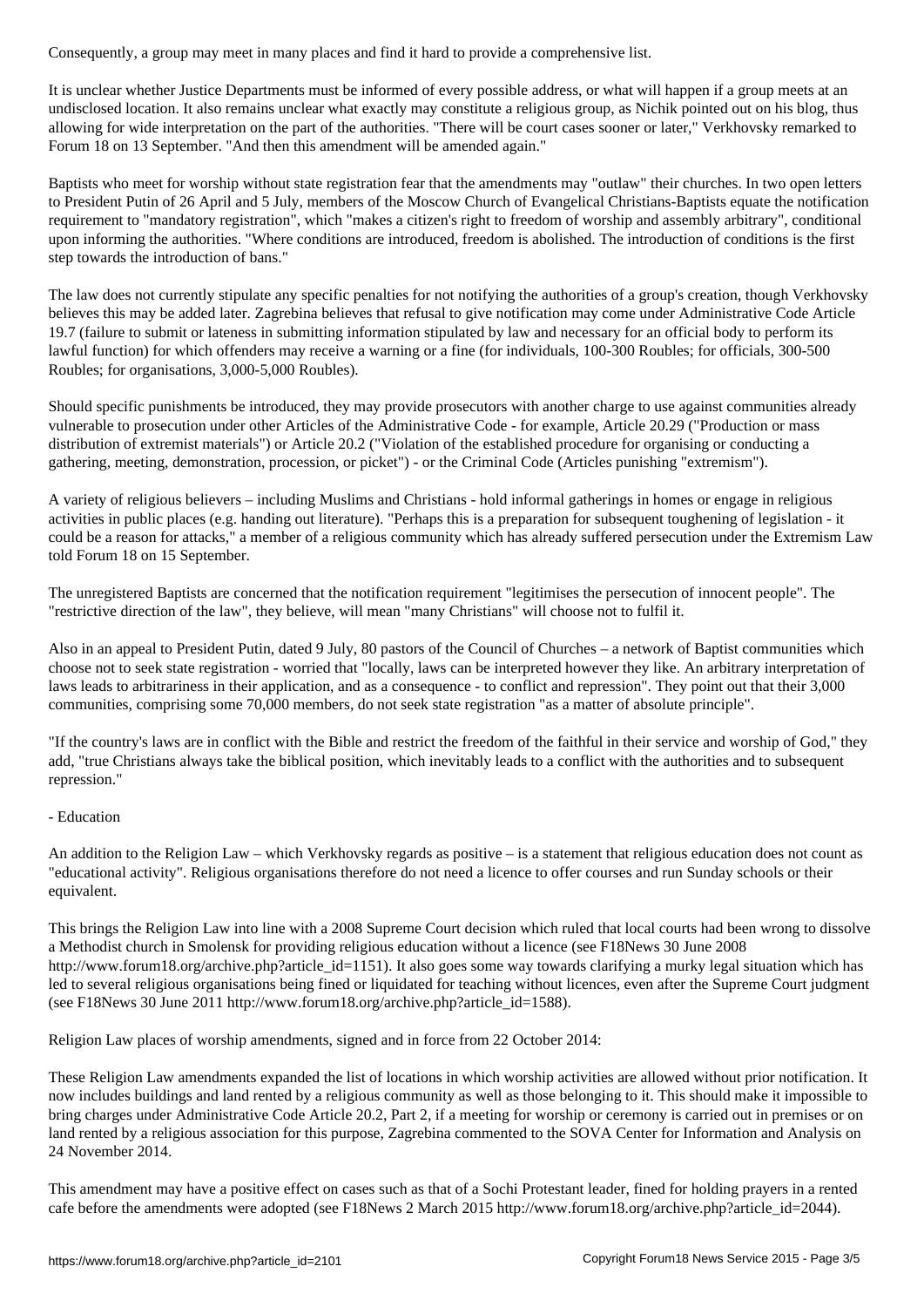Consequently, a group may meet in many places and find it hard to provide a comprehensive list.

It is unclear whether Justice Departments must be informed of every possible address, or what will happen if a group meets at an undisclosed location. It also remains unclear what exactly may constitute a religious group, as Nichik pointed out on his blog, thus allowing for wide interpretation on the part of the authorities. "There will be court cases sooner or later," Verkhovsky remarked to Forum 18 on 13 September. "And then this amendment will be amended again."

Baptists who meet for worship without state registration fear that the amendments may "outlaw" their churches. In two open letters to President Putin of 26 April and 5 July, members of the Moscow Church of Evangelical Christians-Baptists equate the notification requirement to "mandatory registration", which "makes a citizen's right to freedom of worship and assembly arbitrary", conditional upon informing the authorities. "Where conditions are introduced, freedom is abolished. The introduction of conditions is the first step towards the introduction of bans."

The law does not currently stipulate any specific penalties for not notifying the authorities of a group's creation, though Verkhovsky believes this may be added later. Zagrebina believes that refusal to give notification may come under Administrative Code Article 19.7 (failure to submit or lateness in submitting information stipulated by law and necessary for an official body to perform its lawful function) for which offenders may receive a warning or a fine (for individuals, 100-300 Roubles; for officials, 300-500 Roubles; for organisations, 3,000-5,000 Roubles).

Should specific punishments be introduced, they may provide prosecutors with another charge to use against communities already vulnerable to prosecution under other Articles of the Administrative Code - for example, Article 20.29 ("Production or mass distribution of extremist materials") or Article 20.2 ("Violation of the established procedure for organising or conducting a gathering, meeting, demonstration, procession, or picket") - or the Criminal Code (Articles punishing "extremism").

A variety of religious believers – including Muslims and Christians - hold informal gatherings in homes or engage in religious activities in public places (e.g. handing out literature). "Perhaps this is a preparation for subsequent toughening of legislation - it could be a reason for attacks," a member of a religious community which has already suffered persecution under the Extremism Law told Forum 18 on 15 September.

The unregistered Baptists are concerned that the notification requirement "legitimises the persecution of innocent people". The "restrictive direction of the law", they believe, will mean "many Christians" will choose not to fulfil it.

Also in an appeal to President Putin, dated 9 July, 80 pastors of the Council of Churches – a network of Baptist communities which choose not to seek state registration - worried that "locally, laws can be interpreted however they like. An arbitrary interpretation of laws leads to arbitrariness in their application, and as a consequence - to conflict and repression". They point out that their 3,000 communities, comprising some 70,000 members, do not seek state registration "as a matter of absolute principle".

"If the country's laws are in conflict with the Bible and restrict the freedom of the faithful in their service and worship of God," they add, "true Christians always take the biblical position, which inevitably leads to a conflict with the authorities and to subsequent repression."

- Education

An addition to the Religion Law – which Verkhovsky regards as positive – is a statement that religious education does not count as "educational activity". Religious organisations therefore do not need a licence to offer courses and run Sunday schools or their equivalent.

This brings the Religion Law into line with a 2008 Supreme Court decision which ruled that local courts had been wrong to dissolve a Methodist church in Smolensk for providing religious education without a licence (see F18News 30 June 2008 http://www.forum18.org/archive.php?article_id=1151). It also goes some way towards clarifying a murky legal situation which has led to several religious organisations being fined or liquidated for teaching without licences, even after the Supreme Court judgment (see F18News 30 June 2011 http://www.forum18.org/archive.php?article_id=1588).

Religion Law places of worship amendments, signed and in force from 22 October 2014:

These Religion Law amendments expanded the list of locations in which worship activities are allowed without prior notification. It now includes buildings and land rented by a religious community as well as those belonging to it. This should make it impossible to bring charges under Administrative Code Article 20.2, Part 2, if a meeting for worship or ceremony is carried out in premises or on land rented by a religious association for this purpose, Zagrebina commented to the SOVA Center for Information and Analysis on 24 November 2014.

This amendment may have a positive effect on cases such as that of a Sochi Protestant leader, fined for holding prayers in a rented cafe before the amendments were adopted (see F18News 2 March 2015 http://www.forum18.org/archive.php?article_id=2044).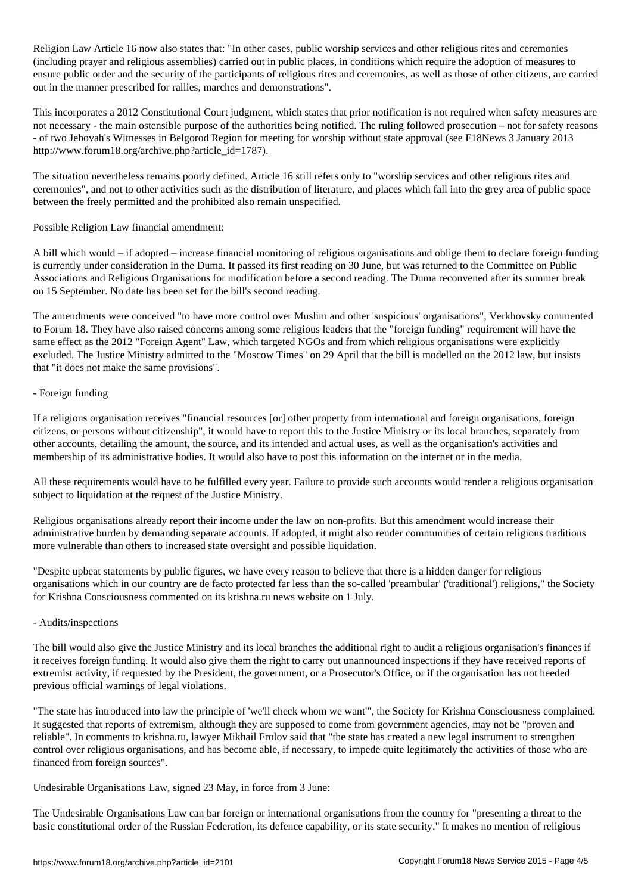Religion Law Article 16 now also states that: "In other cases, public worship services and other religious rites and ceremonies (including prayer and religious assemblies) carried out in public places, in conditions which require the adoption of measures to ensure public order and the security of the participants of religious rites and ceremonies, as well as those of other citizens, are carried out in the manner prescribed for rallies, marches and demonstrations".

This incorporates a 2012 Constitutional Court judgment, which states that prior notification is not required when safety measures are not necessary - the main ostensible purpose of the authorities being notified. The ruling followed prosecution – not for safety reasons - of two Jehovah's Witnesses in Belgorod Region for meeting for worship without state approval (see F18News 3 January 2013 http://www.forum18.org/archive.php?article_id=1787).

The situation nevertheless remains poorly defined. Article 16 still refers only to "worship services and other religious rites and ceremonies", and not to other activities such as the distribution of literature, and places which fall into the grey area of public space between the freely permitted and the prohibited also remain unspecified.

Possible Religion Law financial amendment:

A bill which would – if adopted – increase financial monitoring of religious organisations and oblige them to declare foreign funding is currently under consideration in the Duma. It passed its first reading on 30 June, but was returned to the Committee on Public Associations and Religious Organisations for modification before a second reading. The Duma reconvened after its summer break on 15 September. No date has been set for the bill's second reading.

The amendments were conceived "to have more control over Muslim and other 'suspicious' organisations", Verkhovsky commented to Forum 18. They have also raised concerns among some religious leaders that the "foreign funding" requirement will have the same effect as the 2012 "Foreign Agent" Law, which targeted NGOs and from which religious organisations were explicitly excluded. The Justice Ministry admitted to the "Moscow Times" on 29 April that the bill is modelled on the 2012 law, but insists that "it does not make the same provisions".

- Foreign funding

If a religious organisation receives "financial resources [or] other property from international and foreign organisations, foreign citizens, or persons without citizenship", it would have to report this to the Justice Ministry or its local branches, separately from other accounts, detailing the amount, the source, and its intended and actual uses, as well as the organisation's activities and membership of its administrative bodies. It would also have to post this information on the internet or in the media.

All these requirements would have to be fulfilled every year. Failure to provide such accounts would render a religious organisation subject to liquidation at the request of the Justice Ministry.

Religious organisations already report their income under the law on non-profits. But this amendment would increase their administrative burden by demanding separate accounts. If adopted, it might also render communities of certain religious traditions more vulnerable than others to increased state oversight and possible liquidation.

"Despite upbeat statements by public figures, we have every reason to believe that there is a hidden danger for religious organisations which in our country are de facto protected far less than the so-called 'preambular' ('traditional') religions," the Society for Krishna Consciousness commented on its krishna.ru news website on 1 July.

- Audits/inspections

The bill would also give the Justice Ministry and its local branches the additional right to audit a religious organisation's finances if it receives foreign funding. It would also give them the right to carry out unannounced inspections if they have received reports of extremist activity, if requested by the President, the government, or a Prosecutor's Office, or if the organisation has not heeded previous official warnings of legal violations.

"The state has introduced into law the principle of 'we'll check whom we want'", the Society for Krishna Consciousness complained. It suggested that reports of extremism, although they are supposed to come from government agencies, may not be "proven and reliable". In comments to krishna.ru, lawyer Mikhail Frolov said that "the state has created a new legal instrument to strengthen control over religious organisations, and has become able, if necessary, to impede quite legitimately the activities of those who are financed from foreign sources".

Undesirable Organisations Law, signed 23 May, in force from 3 June:

The Undesirable Organisations Law can bar foreign or international organisations from the country for "presenting a threat to the basic constitutional order of the Russian Federation, its defence capability, or its state security." It makes no mention of religious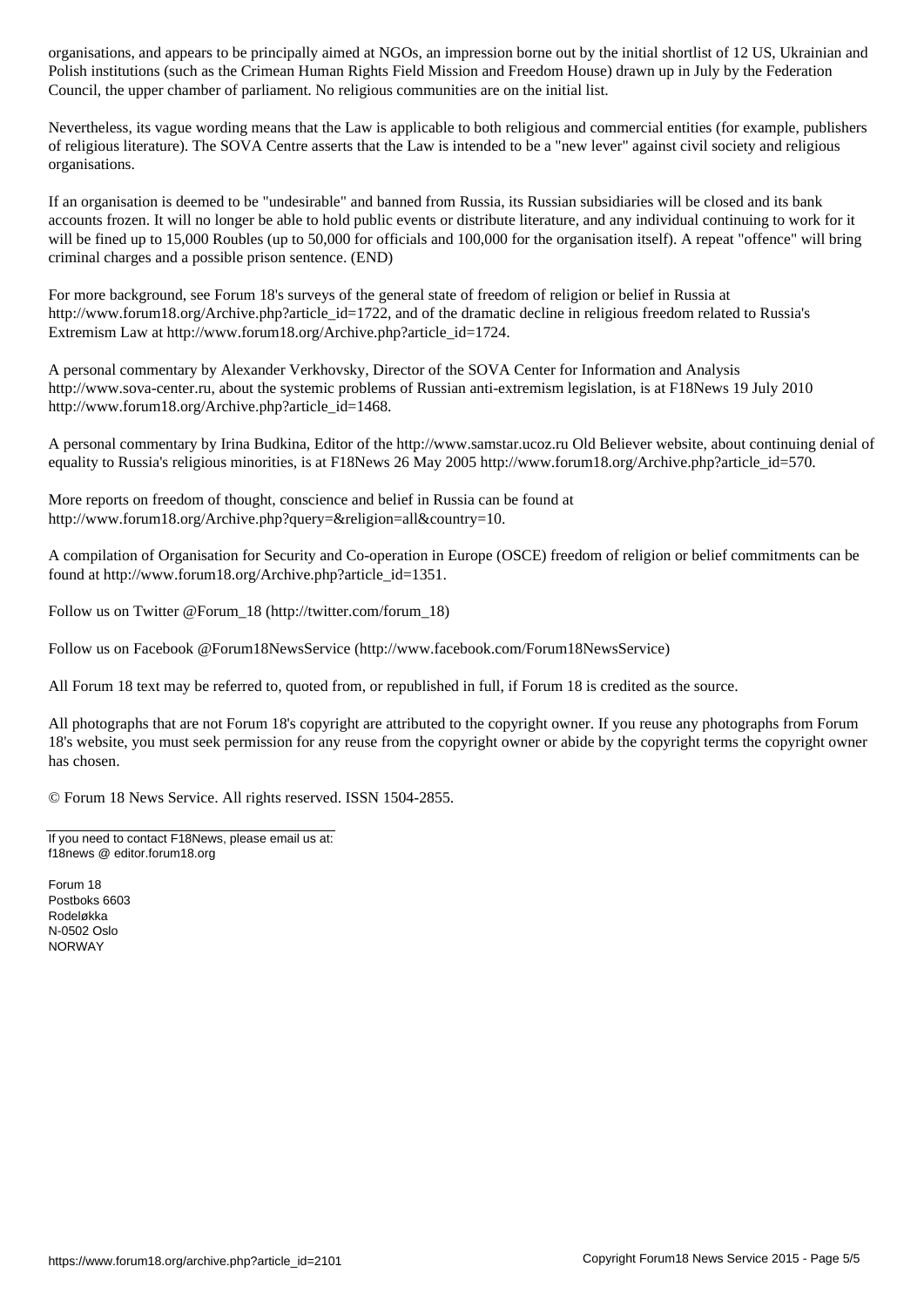organisations, and appears to be principally aimed at NGOs, an impression borne out by the initial shortlist of 12 US, Ukrainian and Polish institutions (such as the Crimean Human Rights Field Mission and Freedom House) drawn up in July by the Federation Council, the upper chamber of parliament. No religious communities are on the initial list.

Nevertheless, its vague wording means that the Law is applicable to both religious and commercial entities (for example, publishers of religious literature). The SOVA Centre asserts that the Law is intended to be a "new lever" against civil society and religious organisations.

If an organisation is deemed to be "undesirable" and banned from Russia, its Russian subsidiaries will be closed and its bank accounts frozen. It will no longer be able to hold public events or distribute literature, and any individual continuing to work for it will be fined up to 15,000 Roubles (up to 50,000 for officials and 100,000 for the organisation itself). A repeat "offence" will bring criminal charges and a possible prison sentence. (END)

For more background, see Forum 18's surveys of the general state of freedom of religion or belief in Russia at http://www.forum18.org/Archive.php?article_id=1722, and of the dramatic decline in religious freedom related to Russia's Extremism Law at http://www.forum18.org/Archive.php?article_id=1724.

A personal commentary by Alexander Verkhovsky, Director of the SOVA Center for Information and Analysis http://www.sova-center.ru, about the systemic problems of Russian anti-extremism legislation, is at F18News 19 July 2010 http://www.forum18.org/Archive.php?article_id=1468.

A personal commentary by Irina Budkina, Editor of the http://www.samstar.ucoz.ru Old Believer website, about continuing denial of equality to Russia's religious minorities, is at F18News 26 May 2005 http://www.forum18.org/Archive.php?article_id=570.

More reports on freedom of thought, conscience and belief in Russia can be found at http://www.forum18.org/Archive.php?query=&religion=all&country=10.

A compilation of Organisation for Security and Co-operation in Europe (OSCE) freedom of religion or belief commitments can be found at http://www.forum18.org/Archive.php?article_id=1351.

Follow us on Twitter @Forum_18 (http://twitter.com/forum_18)

Follow us on Facebook @Forum18NewsService (http://www.facebook.com/Forum18NewsService)

All Forum 18 text may be referred to, quoted from, or republished in full, if Forum 18 is credited as the source.

All photographs that are not Forum 18's copyright are attributed to the copyright owner. If you reuse any photographs from Forum 18's website, you must seek permission for any reuse from the copyright owner or abide by the copyright terms the copyright owner has chosen.

© Forum 18 News Service. All rights reserved. ISSN 1504-2855.

If you need to contact F18News, please email us at:
f18news @ editor.forum18.org

Forum 18
Postboks 6603
Rodeløkka
N-0502 Oslo
NORWAY